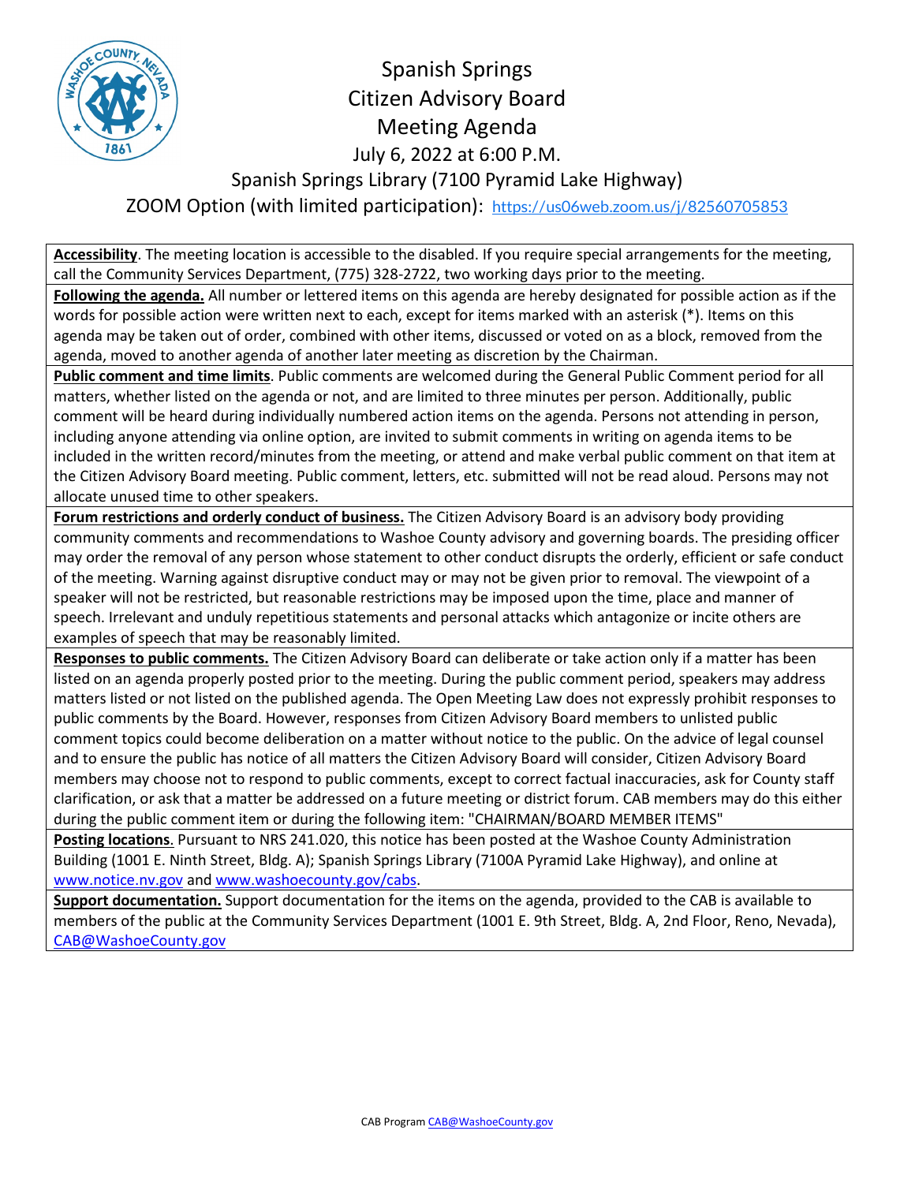# Spanish Springs Citizen Advisory Board Meeting Agenda

July 6, 2022 at 6:00 P.M.

Spanish Springs Library (7100 Pyramid Lake Highway)

ZOOM Option (with limited participation): https://us06web.zoom.us/j/82560705853

**Accessibility**. The meeting location is accessible to the disabled. If you require special arrangements for the meeting, call the Community Services Department, (775) 328-2722, two working days prior to the meeting.

**Following the agenda.** All number or lettered items on this agenda are hereby designated for possible action as if the words for possible action were written next to each, except for items marked with an asterisk (*). Items on this agenda may be taken out of order, combined with other items, discussed or voted on as a block, removed from the agenda, moved to another agenda of another later meeting as discretion by the Chairman.

**Public comment and time limits**. Public comments are welcomed during the General Public Comment period for all matters, whether listed on the agenda or not, and are limited to three minutes per person. Additionally, public comment will be heard during individually numbered action items on the agenda. Persons not attending in person, including anyone attending via online option, are invited to submit comments in writing on agenda items to be included in the written record/minutes from the meeting, or attend and make verbal public comment on that item at the Citizen Advisory Board meeting. Public comment, letters, etc. submitted will not be read aloud. Persons may not allocate unused time to other speakers.

**Forum restrictions and orderly conduct of business.** The Citizen Advisory Board is an advisory body providing community comments and recommendations to Washoe County advisory and governing boards. The presiding officer may order the removal of any person whose statement to other conduct disrupts the orderly, efficient or safe conduct of the meeting. Warning against disruptive conduct may or may not be given prior to removal. The viewpoint of a speaker will not be restricted, but reasonable restrictions may be imposed upon the time, place and manner of speech. Irrelevant and unduly repetitious statements and personal attacks which antagonize or incite others are examples of speech that may be reasonably limited.

**Responses to public comments.** The Citizen Advisory Board can deliberate or take action only if a matter has been listed on an agenda properly posted prior to the meeting. During the public comment period, speakers may address matters listed or not listed on the published agenda. The Open Meeting Law does not expressly prohibit responses to public comments by the Board. However, responses from Citizen Advisory Board members to unlisted public comment topics could become deliberation on a matter without notice to the public. On the advice of legal counsel and to ensure the public has notice of all matters the Citizen Advisory Board will consider, Citizen Advisory Board members may choose not to respond to public comments, except to correct factual inaccuracies, ask for County staff clarification, or ask that a matter be addressed on a future meeting or district forum. CAB members may do this either during the public comment item or during the following item: "CHAIRMAN/BOARD MEMBER ITEMS"

**Posting locations**. Pursuant to NRS 241.020, this notice has been posted at the Washoe County Administration Building (1001 E. Ninth Street, Bldg. A); Spanish Springs Library (7100A Pyramid Lake Highway), and online at www.notice.nv.gov and www.washoecounty.gov/cabs.

**Support documentation.** Support documentation for the items on the agenda, provided to the CAB is available to members of the public at the Community Services Department (1001 E. 9th Street, Bldg. A, 2nd Floor, Reno, Nevada), CAB@WashoeCounty.gov

CAB Program CAB@WashoeCounty.gov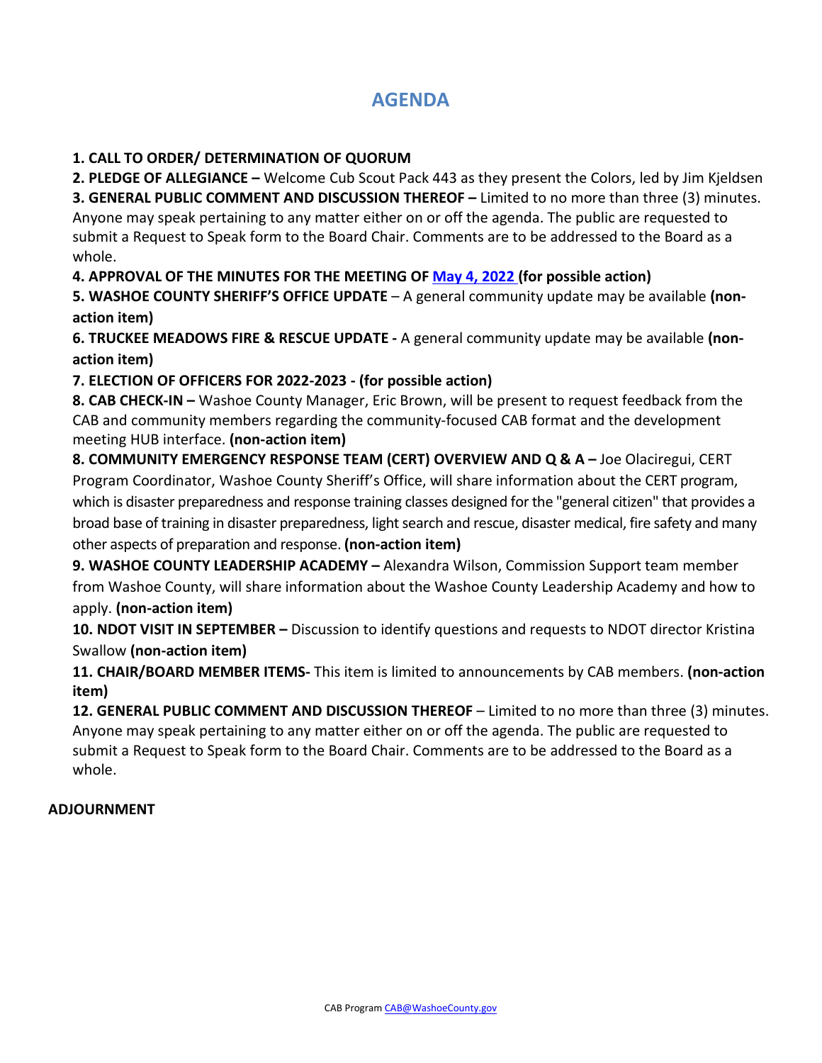# AGENDA

**1. CALL TO ORDER/ DETERMINATION OF QUORUM**

**2. PLEDGE OF ALLEGIANCE –** Welcome Cub Scout Pack 443 as they present the Colors, led by Jim Kjeldsen

**3. GENERAL PUBLIC COMMENT AND DISCUSSION THEREOF –** Limited to no more than three (3) minutes. Anyone may speak pertaining to any matter either on or off the agenda. The public are requested to submit a Request to Speak form to the Board Chair. Comments are to be addressed to the Board as a whole.

**4. APPROVAL OF THE MINUTES FOR THE MEETING OF May 4, 2022 (for possible action)**

**5. WASHOE COUNTY SHERIFF'S OFFICE UPDATE** – A general community update may be available **(non-action item)**

**6. TRUCKEE MEADOWS FIRE & RESCUE UPDATE -** A general community update may be available **(non-action item)**

**7. ELECTION OF OFFICERS FOR 2022-2023 - (for possible action)**

**8. CAB CHECK-IN –** Washoe County Manager, Eric Brown, will be present to request feedback from the CAB and community members regarding the community-focused CAB format and the development meeting HUB interface. **(non-action item)**

**8. COMMUNITY EMERGENCY RESPONSE TEAM (CERT) OVERVIEW AND Q & A –** Joe Olaciregui, CERT Program Coordinator, Washoe County Sheriff's Office, will share information about the CERT program, which is disaster preparedness and response training classes designed for the "general citizen" that provides a broad base of training in disaster preparedness, light search and rescue, disaster medical, fire safety and many other aspects of preparation and response. **(non-action item)**

**9. WASHOE COUNTY LEADERSHIP ACADEMY –** Alexandra Wilson, Commission Support team member from Washoe County, will share information about the Washoe County Leadership Academy and how to apply. **(non-action item)**

**10. NDOT VISIT IN SEPTEMBER –** Discussion to identify questions and requests to NDOT director Kristina Swallow **(non-action item)**

**11. CHAIR/BOARD MEMBER ITEMS-** This item is limited to announcements by CAB members. **(non-action item)**

**12. GENERAL PUBLIC COMMENT AND DISCUSSION THEREOF** – Limited to no more than three (3) minutes. Anyone may speak pertaining to any matter either on or off the agenda. The public are requested to submit a Request to Speak form to the Board Chair. Comments are to be addressed to the Board as a whole.

**ADJOURNMENT**

CAB Program CAB@WashoeCounty.gov